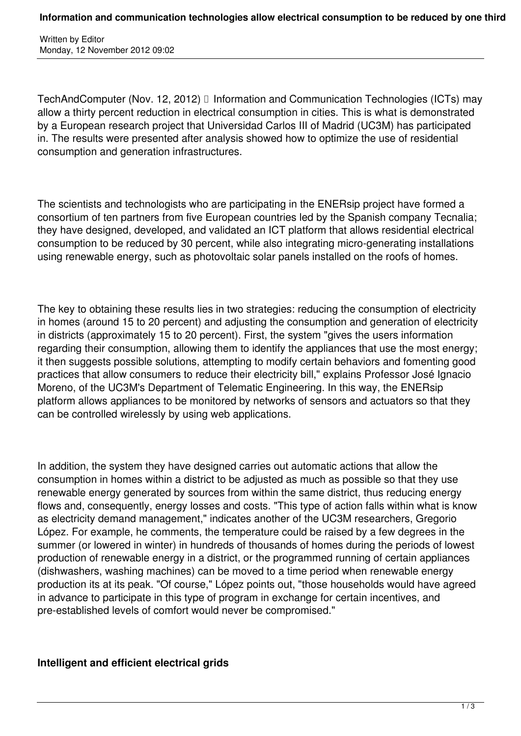# Information and communication technologies allow electrical consumption to be reduced by one third

Written by Editor
Monday, 12 November 2012 09:02

TechAndComputer (Nov. 12, 2012)  Information and Communication Technologies (ICTs) may allow a thirty percent reduction in electrical consumption in cities. This is what is demonstrated by a European research project that Universidad Carlos III of Madrid (UC3M) has participated in. The results were presented after analysis showed how to optimize the use of residential consumption and generation infrastructures.

The scientists and technologists who are participating in the ENERsip project have formed a consortium of ten partners from five European countries led by the Spanish company Tecnalia; they have designed, developed, and validated an ICT platform that allows residential electrical consumption to be reduced by 30 percent, while also integrating micro-generating installations using renewable energy, such as photovoltaic solar panels installed on the roofs of homes.

The key to obtaining these results lies in two strategies: reducing the consumption of electricity in homes (around 15 to 20 percent) and adjusting the consumption and generation of electricity in districts (approximately 15 to 20 percent). First, the system "gives the users information regarding their consumption, allowing them to identify the appliances that use the most energy; it then suggests possible solutions, attempting to modify certain behaviors and fomenting good practices that allow consumers to reduce their electricity bill," explains Professor José Ignacio Moreno, of the UC3M's Department of Telematic Engineering. In this way, the ENERsip platform allows appliances to be monitored by networks of sensors and actuators so that they can be controlled wirelessly by using web applications.

In addition, the system they have designed carries out automatic actions that allow the consumption in homes within a district to be adjusted as much as possible so that they use renewable energy generated by sources from within the same district, thus reducing energy flows and, consequently, energy losses and costs. "This type of action falls within what is know as electricity demand management," indicates another of the UC3M researchers, Gregorio López. For example, he comments, the temperature could be raised by a few degrees in the summer (or lowered in winter) in hundreds of thousands of homes during the periods of lowest production of renewable energy in a district, or the programmed running of certain appliances (dishwashers, washing machines) can be moved to a time period when renewable energy production its at its peak. "Of course," López points out, "those households would have agreed in advance to participate in this type of program in exchange for certain incentives, and pre-established levels of comfort would never be compromised."

## Intelligent and efficient electrical grids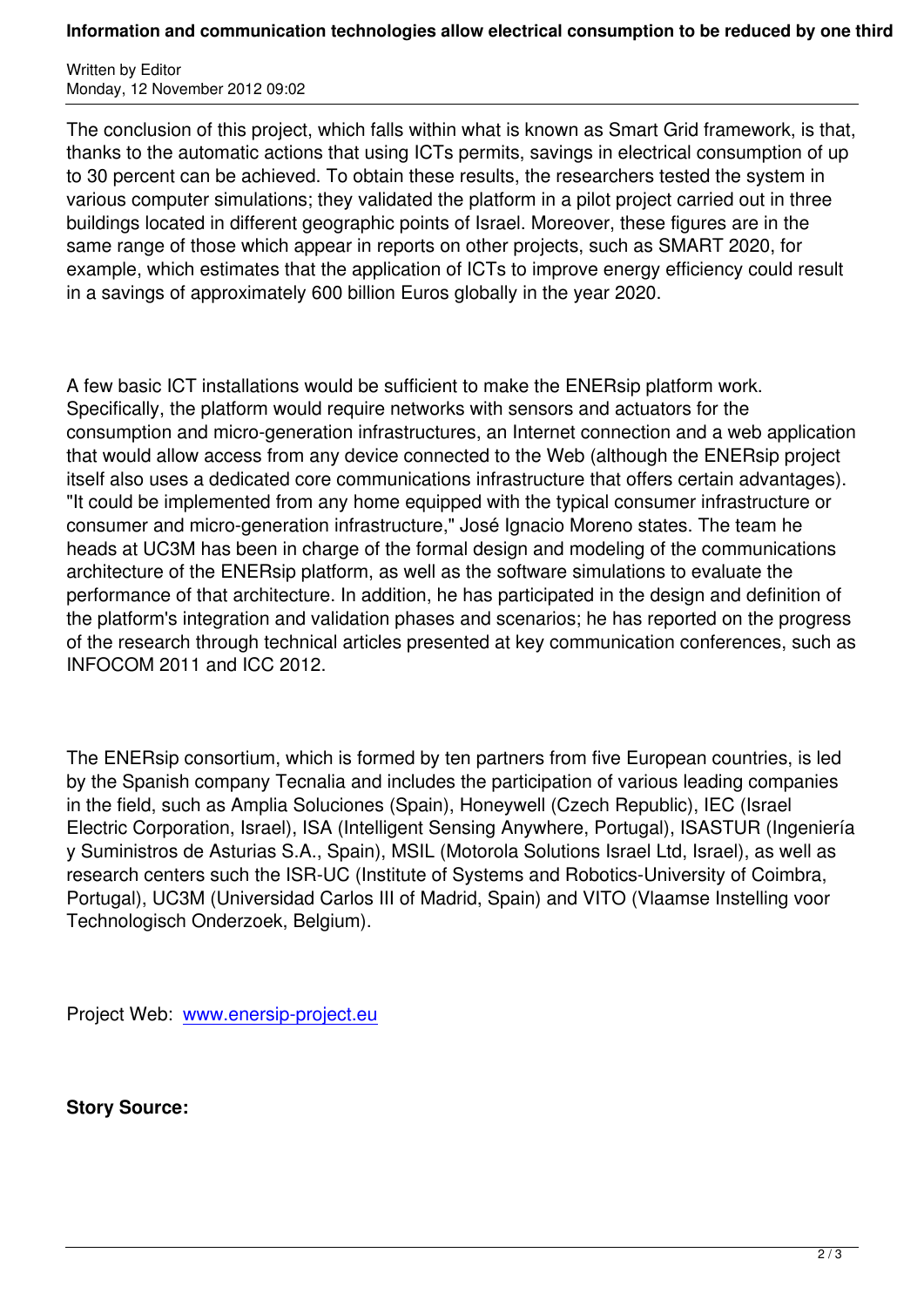The conclusion of this project, which falls within what is known as Smart Grid framework, is that, thanks to the automatic actions that using ICTs permits, savings in electrical consumption of up to 30 percent can be achieved. To obtain these results, the researchers tested the system in various computer simulations; they validated the platform in a pilot project carried out in three buildings located in different geographic points of Israel. Moreover, these figures are in the same range of those which appear in reports on other projects, such as SMART 2020, for example, which estimates that the application of ICTs to improve energy efficiency could result in a savings of approximately 600 billion Euros globally in the year 2020.

A few basic ICT installations would be sufficient to make the ENERsip platform work. Specifically, the platform would require networks with sensors and actuators for the consumption and micro-generation infrastructures, an Internet connection and a web application that would allow access from any device connected to the Web (although the ENERsip project itself also uses a dedicated core communications infrastructure that offers certain advantages). "It could be implemented from any home equipped with the typical consumer infrastructure or consumer and micro-generation infrastructure," José Ignacio Moreno states. The team he heads at UC3M has been in charge of the formal design and modeling of the communications architecture of the ENERsip platform, as well as the software simulations to evaluate the performance of that architecture. In addition, he has participated in the design and definition of the platform's integration and validation phases and scenarios; he has reported on the progress of the research through technical articles presented at key communication conferences, such as INFOCOM 2011 and ICC 2012.

The ENERsip consortium, which is formed by ten partners from five European countries, is led by the Spanish company Tecnalia and includes the participation of various leading companies in the field, such as Amplia Soluciones (Spain), Honeywell (Czech Republic), IEC (Israel Electric Corporation, Israel), ISA (Intelligent Sensing Anywhere, Portugal), ISASTUR (Ingeniería y Suministros de Asturias S.A., Spain), MSIL (Motorola Solutions Israel Ltd, Israel), as well as research centers such the ISR-UC (Institute of Systems and Robotics-University of Coimbra, Portugal), UC3M (Universidad Carlos III of Madrid, Spain) and VITO (Vlaamse Instelling voor Technologisch Onderzoek, Belgium).

Project Web: [www.enersip-project.eu](http://www.enersip-project.eu)

**Story Source:**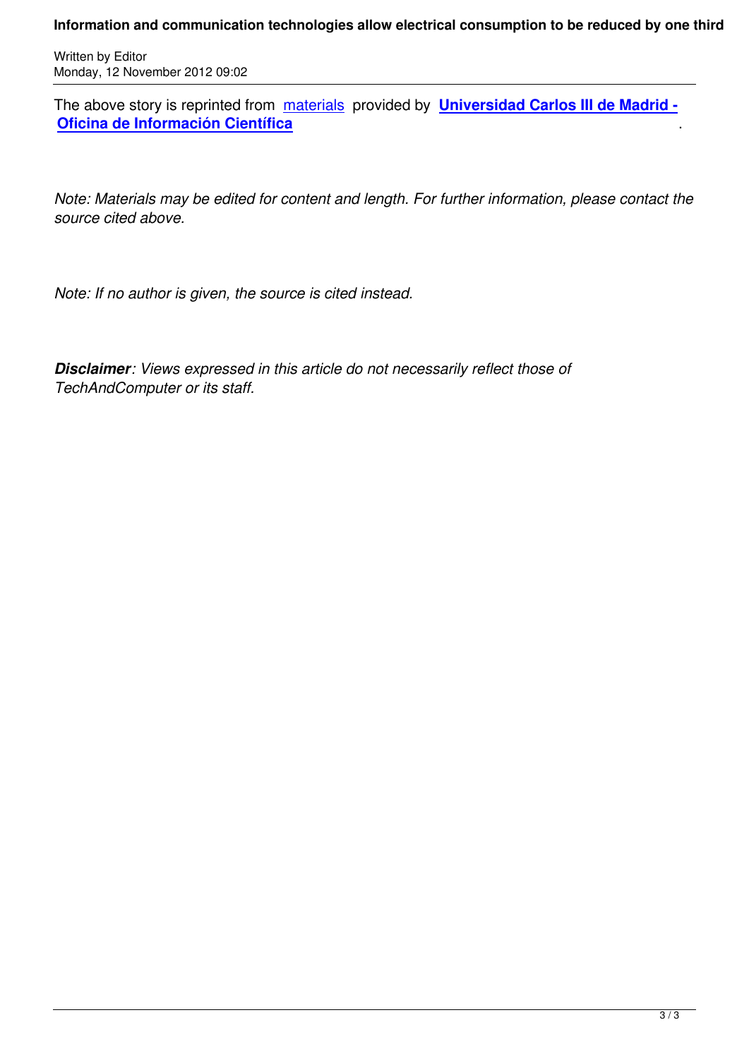The above story is reprinted from materials provided by **Universidad Carlos III de Madrid - Oficina de Información Científica**.

*Note: Materials may be edited for content and length. For further information, please contact the source cited above.*

*Note: If no author is given, the source is cited instead.*

***Disclaimer****: Views expressed in this article do not necessarily reflect those of TechAndComputer or its staff.*